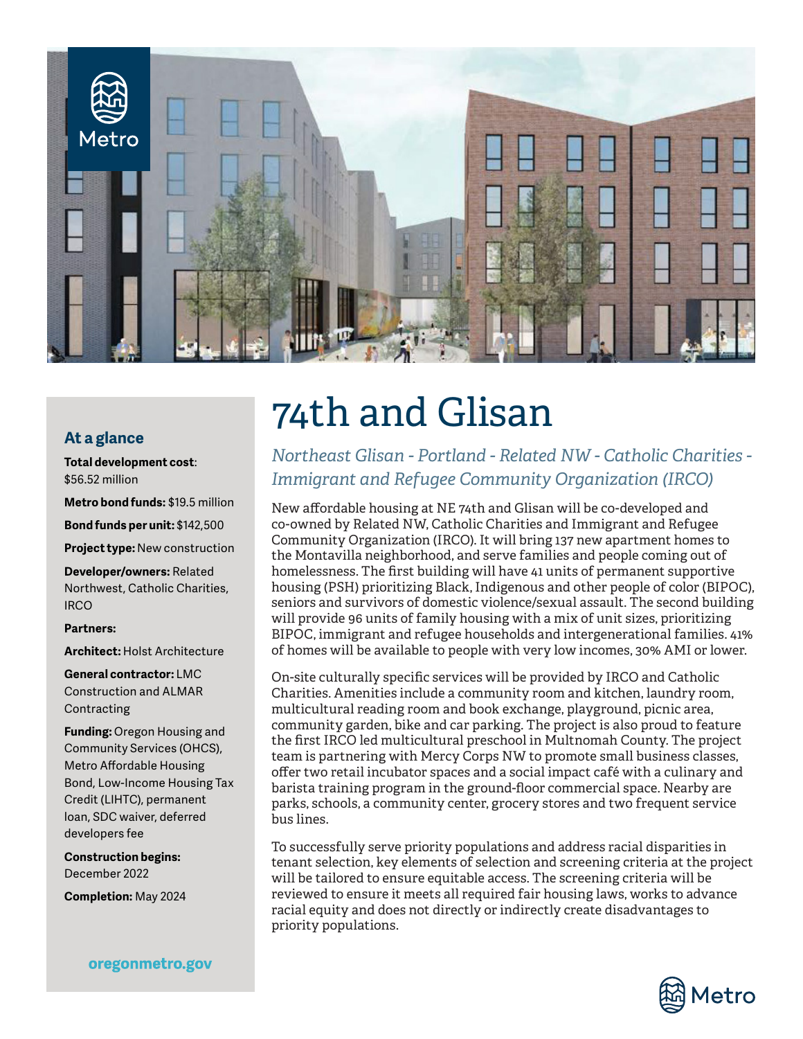# 74th and Glisan

*Northeast Glisan - Portland - Related NW - Catholic Charities - Immigrant and Refugee Community Organization (IRCO)*

New affordable housing at NE 74th and Glisan will be co-developed and co-owned by Related NW, Catholic Charities and Immigrant and Refugee Community Organization (IRCO). It will bring 137 new apartment homes to the Montavilla neighborhood, and serve families and people coming out of homelessness. The first building will have 41 units of permanent supportive housing (PSH) prioritizing Black, Indigenous and other people of color (BIPOC), seniors and survivors of domestic violence/sexual assault. The second building will provide 96 units of family housing with a mix of unit sizes, prioritizing BIPOC, immigrant and refugee households and intergenerational families. 41% of homes will be available to people with very low incomes, 30% AMI or lower.

On-site culturally specific services will be provided by IRCO and Catholic Charities. Amenities include a community room and kitchen, laundry room, multicultural reading room and book exchange, playground, picnic area, community garden, bike and car parking. The project is also proud to feature the first IRCO led multicultural preschool in Multnomah County. The project team is partnering with Mercy Corps NW to promote small business classes, offer two retail incubator spaces and a social impact café with a culinary and barista training program in the ground-floor commercial space. Nearby are parks, schools, a community center, grocery stores and two frequent service bus lines.

To successfully serve priority populations and address racial disparities in tenant selection, key elements of selection and screening criteria at the project will be tailored to ensure equitable access. The screening criteria will be reviewed to ensure it meets all required fair housing laws, works to advance racial equity and does not directly or indirectly create disadvantages to priority populations.

## At a glance

**Total development cost**: $56.52 million

**Metro bond funds:** $19.5 million

**Bond funds per unit:** $142,500

**Project type:** New construction

**Developer/owners:** Related Northwest, Catholic Charities, IRCO

**Partners:**

**Architect:** Holst Architecture

**General contractor:** LMC Construction and ALMAR Contracting

**Funding:** Oregon Housing and Community Services (OHCS), Metro Affordable Housing Bond, Low-Income Housing Tax Credit (LIHTC), permanent loan, SDC waiver, deferred developers fee

**Construction begins:** December 2022

**Completion:** May 2024

oregonmetro.gov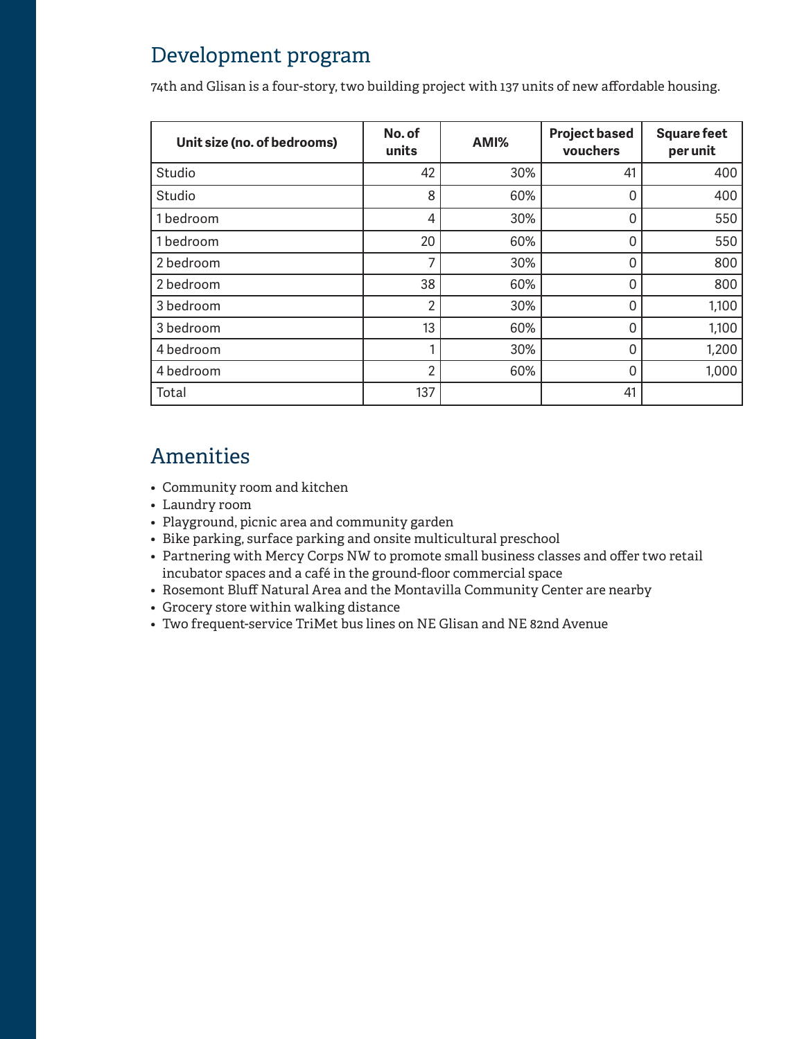## Development program

74th and Glisan is a four-story, two building project with 137 units of new affordable housing.

| Unit size (no. of bedrooms) | No. of units | AMI% | Project based vouchers | Square feet per unit |
|---|---|---|---|---|
| Studio | 42 | 30% | 41 | 400 |
| Studio | 8 | 60% | 0 | 400 |
| 1 bedroom | 4 | 30% | 0 | 550 |
| 1 bedroom | 20 | 60% | 0 | 550 |
| 2 bedroom | 7 | 30% | 0 | 800 |
| 2 bedroom | 38 | 60% | 0 | 800 |
| 3 bedroom | 2 | 30% | 0 | 1,100 |
| 3 bedroom | 13 | 60% | 0 | 1,100 |
| 4 bedroom | 1 | 30% | 0 | 1,200 |
| 4 bedroom | 2 | 60% | 0 | 1,000 |
| Total | 137 | | 41 | |

## Amenities

- Community room and kitchen
- Laundry room
- Playground, picnic area and community garden
- Bike parking, surface parking and onsite multicultural preschool
- Partnering with Mercy Corps NW to promote small business classes and offer two retail incubator spaces and a café in the ground-floor commercial space
- Rosemont Bluff Natural Area and the Montavilla Community Center are nearby
- Grocery store within walking distance
- Two frequent-service TriMet bus lines on NE Glisan and NE 82nd Avenue